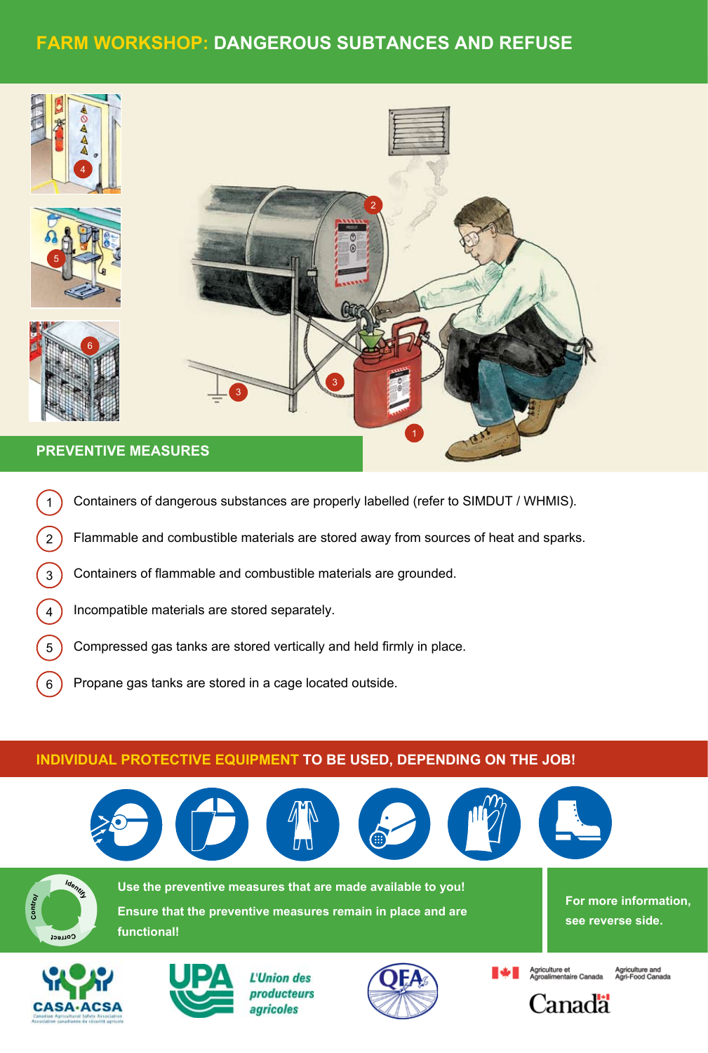# FARM WORKSHOP: DANGEROUS SUBTANCES AND REFUSE

## PREVENTIVE MEASURES

1. Containers of dangerous substances are properly labelled (refer to SIMDUT / WHMIS).
2. Flammable and combustible materials are stored away from sources of heat and sparks.
3. Containers of flammable and combustible materials are grounded.
4. Incompatible materials are stored separately.
5. Compressed gas tanks are stored vertically and held firmly in place.
6. Propane gas tanks are stored in a cage located outside.

## INDIVIDUAL PROTECTIVE EQUIPMENT TO BE USED, DEPENDING ON THE JOB!

Identify – Control – Correct

**Use the preventive measures that are made available to you!**

**Ensure that the preventive measures remain in place and are functional!**

**For more information, see reverse side.**

CASA-ACSA Canadian Agricultural Safety Association / Association canadienne de sécurité agricole

UPA L'Union des producteurs agricoles

QFA

Agriculture et Agroalimentaire Canada / Agriculture and Agri-Food Canada

Canada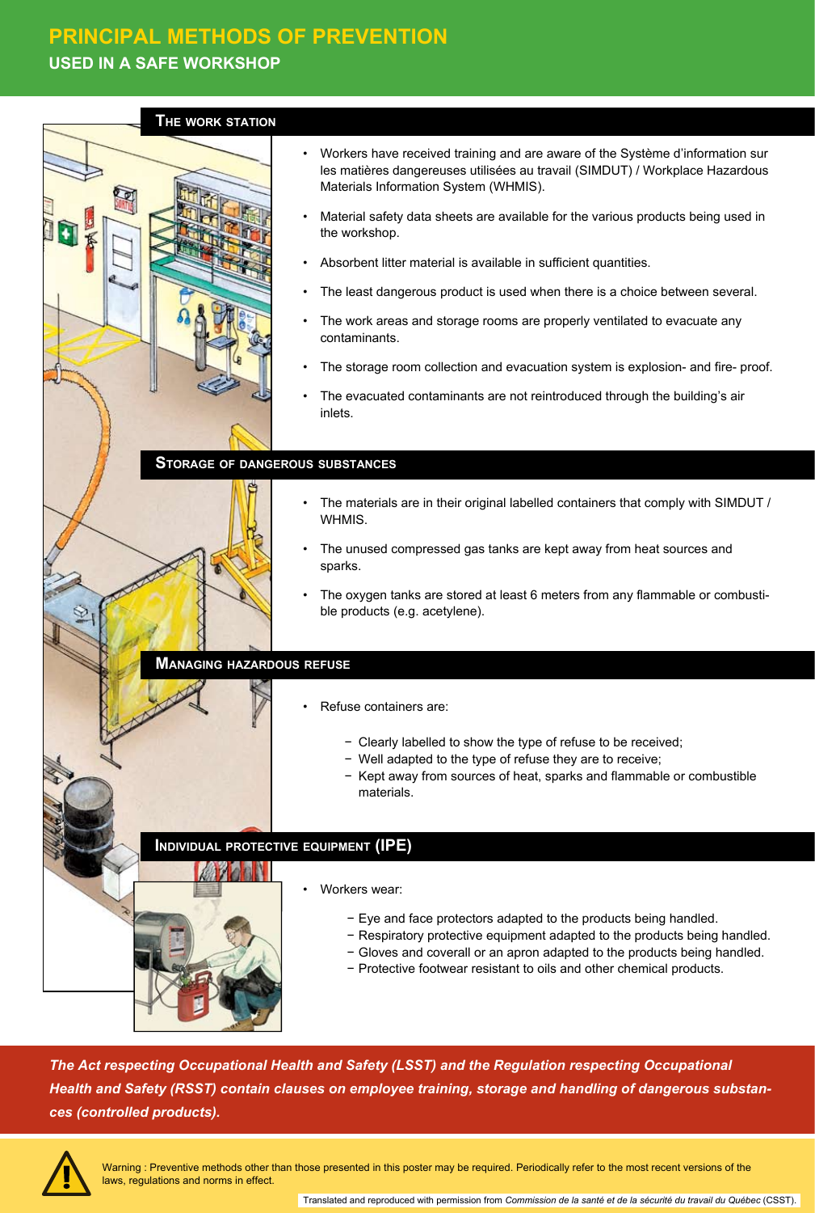# PRINCIPAL METHODS OF PREVENTION

## USED IN A SAFE WORKSHOP

### THE WORK STATION

- Workers have received training and are aware of the Système d'information sur les matières dangereuses utilisées au travail (SIMDUT) / Workplace Hazardous Materials Information System (WHMIS).
- Material safety data sheets are available for the various products being used in the workshop.
- Absorbent litter material is available in sufficient quantities.
- The least dangerous product is used when there is a choice between several.
- The work areas and storage rooms are properly ventilated to evacuate any contaminants.
- The storage room collection and evacuation system is explosion- and fire- proof.
- The evacuated contaminants are not reintroduced through the building's air inlets.

### STORAGE OF DANGEROUS SUBSTANCES

- The materials are in their original labelled containers that comply with SIMDUT / WHMIS.
- The unused compressed gas tanks are kept away from heat sources and sparks.
- The oxygen tanks are stored at least 6 meters from any flammable or combustible products (e.g. acetylene).

### MANAGING HAZARDOUS REFUSE

- Refuse containers are:
  - Clearly labelled to show the type of refuse to be received;
  - Well adapted to the type of refuse they are to receive;
  - Kept away from sources of heat, sparks and flammable or combustible materials.

### INDIVIDUAL PROTECTIVE EQUIPMENT (IPE)

- Workers wear:
  - Eye and face protectors adapted to the products being handled.
  - Respiratory protective equipment adapted to the products being handled.
  - Gloves and coverall or an apron adapted to the products being handled.
  - Protective footwear resistant to oils and other chemical products.

***The Act respecting Occupational Health and Safety (LSST) and the Regulation respecting Occupational Health and Safety (RSST) contain clauses on employee training, storage and handling of dangerous substances (controlled products).***

Warning : Preventive methods other than those presented in this poster may be required. Periodically refer to the most recent versions of the laws, regulations and norms in effect.

Translated and reproduced with permission from *Commission de la santé et de la sécurité du travail du Québec* (CSST).